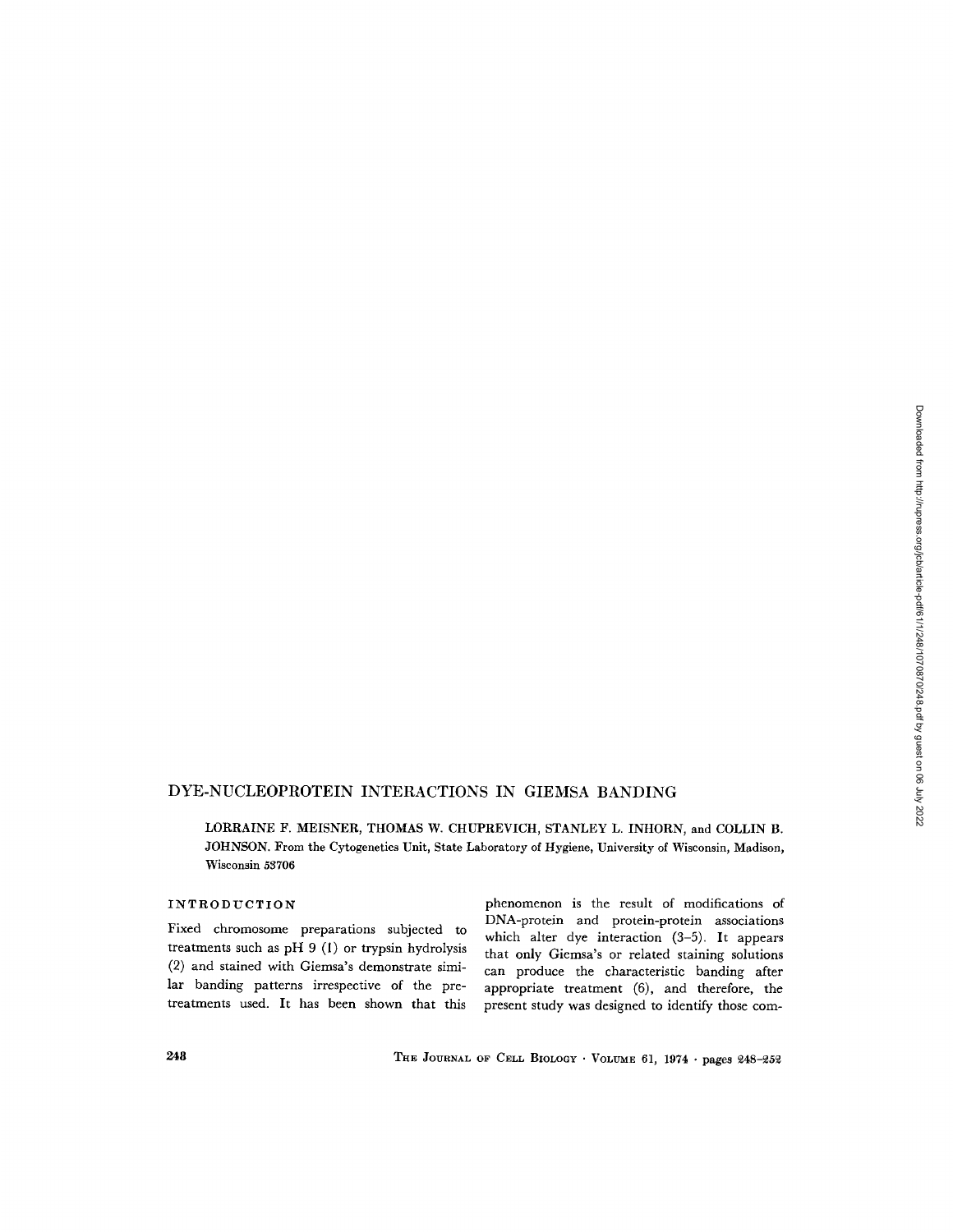# DYE-NUCLEOPROTEIN INTERACTIONS IN GIEMSA BANDING

LORRAINE F. MEISNER, THOMAS W. CHUPREVICH, STANLEY L. INHORN, and COLLIN B. JOHNSON. From the Cytogenetics Unit, State Laboratory of Hygiene, University of Wisconsin, Madison, Wisconsin 53706

## INTRODUCTION

Fixed chromosome preparations subjected to treatments such as pH 9 (1) or trypsin hydrolysis (2) and stained with Giemsa's demonstrate similar banding patterns irrespective of the pretreatments used. It has been shown that this phenomenon is the result of modifications of DNA-protein and protein-protein associations which alter dye interaction (3–5). It appears that only Giemsa's or related staining solutions can produce the characteristic banding after appropriate treatment (6), and therefore, the present study was designed to identify those com-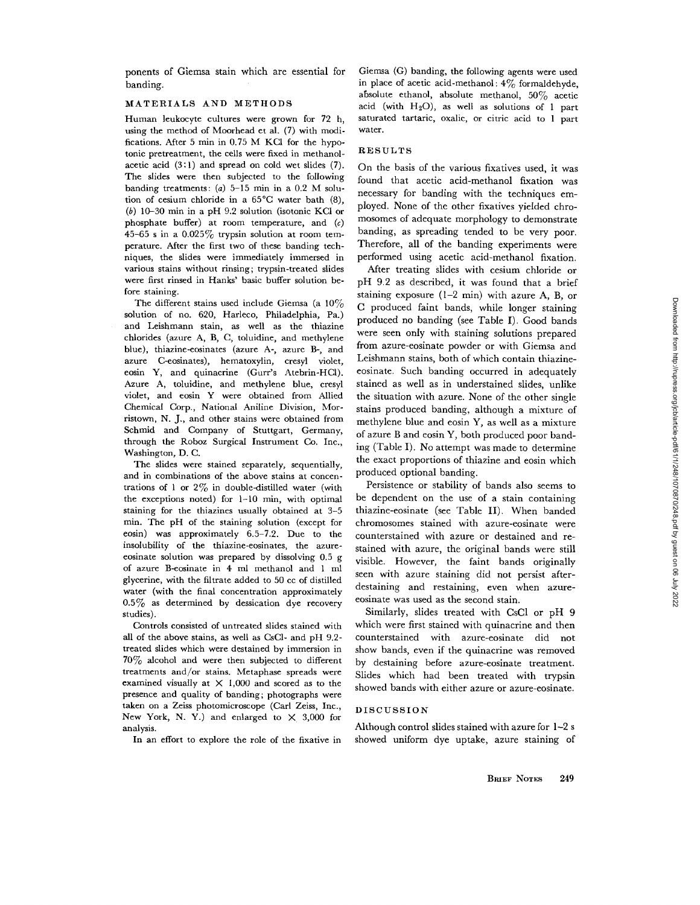ponents of Giemsa stain which are essential for banding.

## MATERIALS AND METHODS

Human leukocyte cultures were grown for 72 h, using the method of Moorhead et al. (7) with modifications. After 5 min in 0.75 M KCl for the hypotonic pretreatment, the cells were fixed in methanol-acetic acid (3:1) and spread on cold wet slides (7). The slides were then subjected to the following banding treatments: (*a*) 5–15 min in a 0.2 M solution of cesium chloride in a 65°C water bath (8), (*b*) 10–30 min in a pH 9.2 solution (isotonic KCl or phosphate buffer) at room temperature, and (*c*) 45–65 s in a 0.025% trypsin solution at room temperature. After the first two of these banding techniques, the slides were immediately immersed in various stains without rinsing; trypsin-treated slides were first rinsed in Hanks' basic buffer solution before staining.

The different stains used include Giemsa (a 10% solution of no. 620, Harleco, Philadelphia, Pa.) and Leishmann stain, as well as the thiazine chlorides (azure A, B, C, toluidine, and methylene blue), thiazine-eosinates (azure A-, azure B-, and azure C-eosinates), hematoxylin, cresyl violet, eosin Y, and quinacrine (Gurr's Atebrin-HCl). Azure A, toluidine, and methylene blue, cresyl violet, and eosin Y were obtained from Allied Chemical Corp., National Aniline Division, Morristown, N. J., and other stains were obtained from Schmid and Company of Stuttgart, Germany, through the Roboz Surgical Instrument Co. Inc., Washington, D. C.

The slides were stained separately, sequentially, and in combinations of the above stains at concentrations of 1 or 2% in double-distilled water (with the exceptions noted) for 1–10 min, with optimal staining for the thiazines usually obtained at 3–5 min. The pH of the staining solution (except for eosin) was approximately 6.5–7.2. Due to the insolubility of the thiazine-eosinates, the azure-eosinate solution was prepared by dissolving 0.5 g of azure B-eosinate in 4 ml methanol and 1 ml glycerine, with the filtrate added to 50 cc of distilled water (with the final concentration approximately 0.5% as determined by dessication dye recovery studies).

Controls consisted of untreated slides stained with all of the above stains, as well as CsCl- and pH 9.2-treated slides which were destained by immersion in 70% alcohol and were then subjected to different treatments and/or stains. Metaphase spreads were examined visually at × 1,000 and scored as to the presence and quality of banding; photographs were taken on a Zeiss photomicroscope (Carl Zeiss, Inc., New York, N. Y.) and enlarged to × 3,000 for analysis.

In an effort to explore the role of the fixative in Giemsa (G) banding, the following agents were used in place of acetic acid-methanol: 4% formaldehyde, absolute ethanol, absolute methanol, 50% acetic acid (with $H_2O$), as well as solutions of 1 part saturated tartaric, oxalic, or citric acid to 1 part water.

## RESULTS

On the basis of the various fixatives used, it was found that acetic acid-methanol fixation was necessary for banding with the techniques employed. None of the other fixatives yielded chromosomes of adequate morphology to demonstrate banding, as spreading tended to be very poor. Therefore, all of the banding experiments were performed using acetic acid-methanol fixation.

After treating slides with cesium chloride or pH 9.2 as described, it was found that a brief staining exposure (1–2 min) with azure A, B, or C produced faint bands, while longer staining produced no banding (see Table I). Good bands were seen only with staining solutions prepared from azure-eosinate powder or with Giemsa and Leishmann stains, both of which contain thiazine-eosinate. Such banding occurred in adequately stained as well as in understained slides, unlike the situation with azure. None of the other single stains produced banding, although a mixture of methylene blue and eosin Y, as well as a mixture of azure B and eosin Y, both produced poor banding (Table I). No attempt was made to determine the exact proportions of thiazine and eosin which produced optional banding.

Persistence or stability of bands also seems to be dependent on the use of a stain containing thiazine-eosinate (see Table II). When banded chromosomes stained with azure-eosinate were counterstained with azure or destained and restained with azure, the original bands were still visible. However, the faint bands originally seen with azure staining did not persist after destaining and restaining, even when azure-eosinate was used as the second stain.

Similarly, slides treated with CsCl or pH 9 which were first stained with quinacrine and then counterstained with azure-eosinate did not show bands, even if the quinacrine was removed by destaining before azure-eosinate treatment. Slides which had been treated with trypsin showed bands with either azure or azure-eosinate.

## DISCUSSION

Although control slides stained with azure for 1–2 s showed uniform dye uptake, azure staining of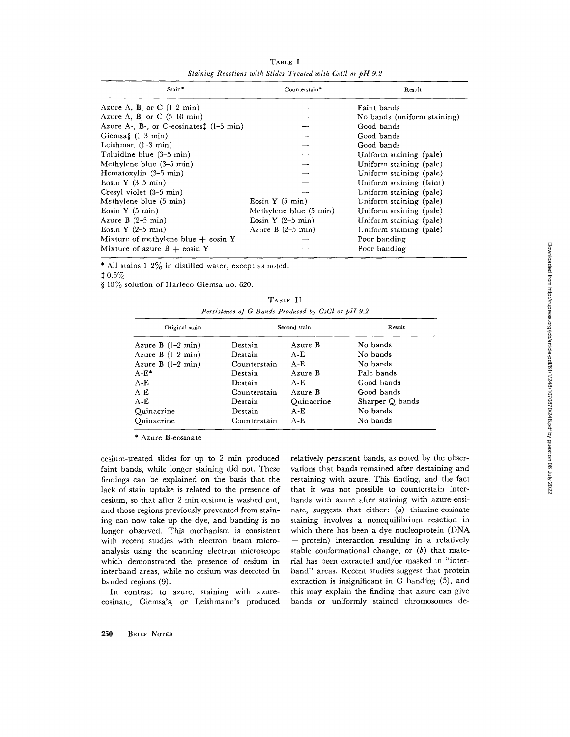TABLE I

*Staining Reactions with Slides Treated with CsCl or pH 9.2*

| Stain* | Counterstain* | Result |
|---|---|---|
| Azure A, B, or C (1–2 min) | — | Faint bands |
| Azure A, B, or C (5–10 min) | — | No bands (uniform staining) |
| Azure A-, B-, or C-eosinates‡ (1–5 min) | — | Good bands |
| Giemsa§ (1–3 min) | — | Good bands |
| Leishman (1–3 min) | — | Good bands |
| Toluidine blue (3–5 min) | — | Uniform staining (pale) |
| Methylene blue (3–5 min) | — | Uniform staining (pale) |
| Hematoxylin (3–5 min) | — | Uniform staining (pale) |
| Eosin Y (3–5 min) | — | Uniform staining (faint) |
| Cresyl violet (3–5 min) | — | Uniform staining (pale) |
| Methylene blue (5 min) | Eosin Y (5 min) | Uniform staining (pale) |
| Eosin Y (5 min) | Methylene blue (5 min) | Uniform staining (pale) |
| Azure B (2–5 min) | Eosin Y (2–5 min) | Uniform staining (pale) |
| Eosin Y (2–5 min) | Azure B (2–5 min) | Uniform staining (pale) |
| Mixture of methylene blue + eosin Y | — | Poor banding |
| Mixture of azure B + eosin Y | — | Poor banding |

\* All stains 1–2% in distilled water, except as noted.

‡ 0.5%

§ 10% solution of Harleco Giemsa no. 620.

TABLE II

*Persistence of G Bands Produced by CsCl or pH 9.2*

| Original stain | Second stain | | Result |
|---|---|---|---|
| Azure B (1–2 min) | Destain | Azure B | No bands |
| Azure B (1–2 min) | Destain | A-E | No bands |
| Azure B (1–2 min) | Counterstain | A-E | No bands |
| A-E* | Destain | Azure B | Pale bands |
| A-E | Destain | A-E | Good bands |
| A-E | Counterstain | Azure B | Good bands |
| A-E | Destain | Quinacrine | Sharper Q bands |
| Quinacrine | Destain | A-E | No bands |
| Quinacrine | Counterstain | A-E | No bands |

\* Azure B-eosinate

cesium-treated slides for up to 2 min produced faint bands, while longer staining did not. These findings can be explained on the basis that the lack of stain uptake is related to the presence of cesium, so that after 2 min cesium is washed out, and those regions previously prevented from staining can now take up the dye, and banding is no longer observed. This mechanism is consistent with recent studies with electron beam microanalysis using the scanning electron microscope which demonstrated the presence of cesium in interband areas, while no cesium was detected in banded regions (9).

In contrast to azure, staining with azure-eosinate, Giemsa's, or Leishmann's produced relatively persistent bands, as noted by the observations that bands remained after destaining and restaining with azure. This finding, and the fact that it was not possible to counterstain interbands with azure after staining with azure-eosinate, suggests that either: (*a*) thiazine-eosinate staining involves a nonequilibrium reaction in which there has been a dye nucleoprotein (DNA + protein) interaction resulting in a relatively stable conformational change, or (*b*) that material has been extracted and/or masked in "interband" areas. Recent studies suggest that protein extraction is insignificant in G banding (5), and this may explain the finding that azure can give bands or uniformly stained chromosomes de-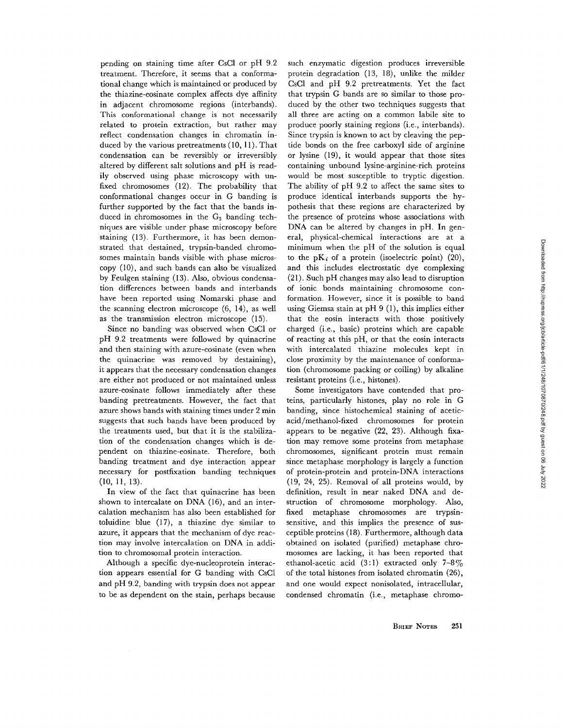pending on staining time after CsCl or pH 9.2 treatment. Therefore, it seems that a conformational change which is maintained or produced by the thiazine-eosinate complex affects dye affinity in adjacent chromosome regions (interbands). This conformational change is not necessarily related to protein extraction, but rather may reflect condensation changes in chromatin induced by the various pretreatments (10, 11). That condensation can be reversibly or irreversibly altered by different salt solutions and pH is readily observed using phase microscopy with unfixed chromosomes (12). The probability that conformational changes occur in G banding is further supported by the fact that the bands induced in chromosomes in the $G_2$ banding techniques are visible under phase microscopy before staining (13). Furthermore, it has been demonstrated that destained, trypsin-banded chromosomes maintain bands visible with phase microscopy (10), and such bands can also be visualized by Feulgen staining (13). Also, obvious condensation differences between bands and interbands have been reported using Nomarski phase and the scanning electron microscope (6, 14), as well as the transmission electron microscope (15).

Since no banding was observed when CsCl or pH 9.2 treatments were followed by quinacrine and then staining with azure-eosinate (even when the quinacrine was removed by destaining), it appears that the necessary condensation changes are either not produced or not maintained unless azure-eosinate follows immediately after these banding pretreatments. However, the fact that azure shows bands with staining times under 2 min suggests that such bands have been produced by the treatments used, but that it is the stabilization of the condensation changes which is dependent on thiazine-eosinate. Therefore, both banding treatment and dye interaction appear necessary for postfixation banding techniques (10, 11, 13).

In view of the fact that quinacrine has been shown to intercalate on DNA (16), and an intercalation mechanism has also been established for toluidine blue (17), a thiazine dye similar to azure, it appears that the mechanism of dye reaction may involve intercalation on DNA in addition to chromosomal protein interaction.

Although a specific dye-nucleoprotein interaction appears essential for G banding with CsCl and pH 9.2, banding with trypsin does not appear to be as dependent on the stain, perhaps because such enzymatic digestion produces irreversible protein degradation (13, 18), unlike the milder CsCl and pH 9.2 pretreatments. Yet the fact that trypsin G bands are so similar to those produced by the other two techniques suggests that all three are acting on a common labile site to produce poorly staining regions (i.e., interbands). Since trypsin is known to act by cleaving the peptide bonds on the free carboxyl side of arginine or lysine (19), it would appear that those sites containing unbound lysine-arginine-rich proteins would be most susceptible to tryptic digestion. The ability of pH 9.2 to affect the same sites to produce identical interbands supports the hypothesis that these regions are characterized by the presence of proteins whose associations with DNA can be altered by changes in pH. In general, physical-chemical interactions are at a minimum when the pH of the solution is equal to the $pK_i$ of a protein (isoelectric point) (20), and this includes electrostatic dye complexing (21). Such pH changes may also lead to disruption of ionic bonds maintaining chromosome conformation. However, since it is possible to band using Giemsa stain at pH 9 (1), this implies either that the eosin interacts with those positively charged (i.e., basic) proteins which are capable of reacting at this pH, or that the eosin interacts with intercalated thiazine molecules kept in close proximity by the maintenance of conformation (chromosome packing or coiling) by alkaline resistant proteins (i.e., histones).

Some investigators have contended that proteins, particularly histones, play no role in G banding, since histochemical staining of acetic-acid/methanol-fixed chromosomes for protein appears to be negative (22, 23). Although fixation may remove some proteins from metaphase chromosomes, significant protein must remain since metaphase morphology is largely a function of protein-protein and protein-DNA interactions (19, 24, 25). Removal of all proteins would, by definition, result in near naked DNA and destruction of chromosome morphology. Also, fixed metaphase chromosomes are trypsin-sensitive, and this implies the presence of susceptible proteins (18). Furthermore, although data obtained on isolated (purified) metaphase chromosomes are lacking, it has been reported that ethanol-acetic acid (3:1) extracted only 7–8% of the total histones from isolated chromatin (26), and one would expect nonisolated, intracellular, condensed chromatin (i.e., metaphase chromo-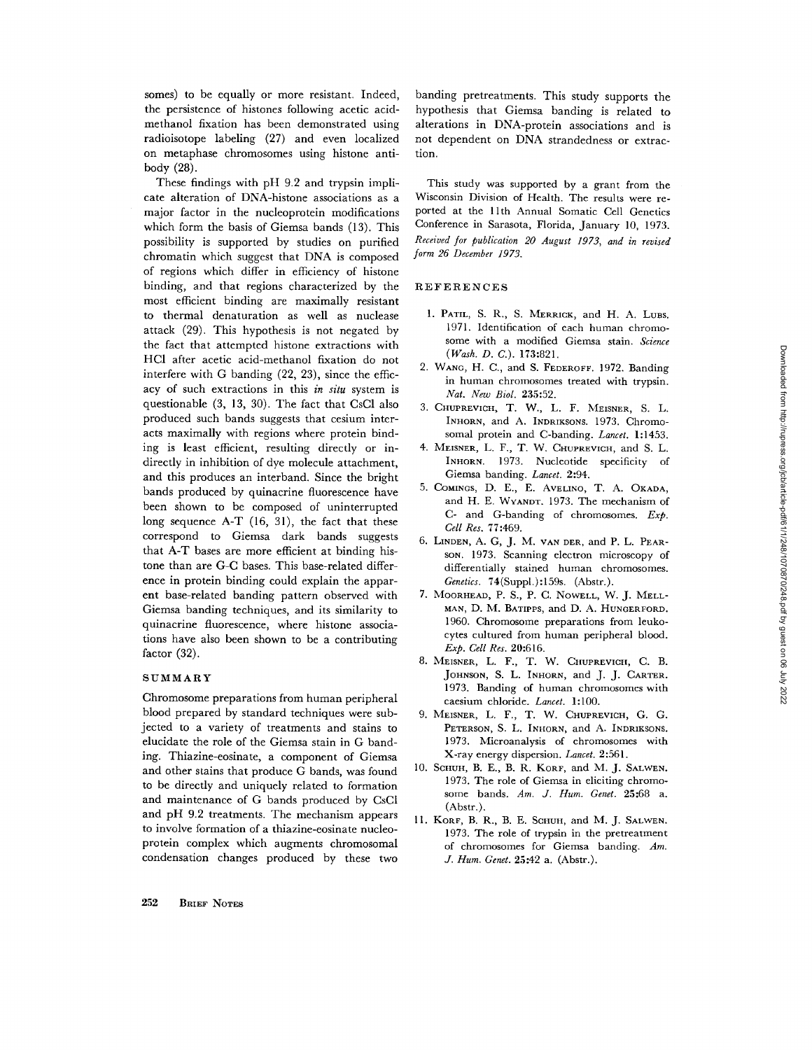somes) to be equally or more resistant. Indeed, the persistence of histones following acetic acid-methanol fixation has been demonstrated using radioisotope labeling (27) and even localized on metaphase chromosomes using histone antibody (28).

These findings with pH 9.2 and trypsin implicate alteration of DNA-histone associations as a major factor in the nucleoprotein modifications which form the basis of Giemsa bands (13). This possibility is supported by studies on purified chromatin which suggest that DNA is composed of regions which differ in efficiency of histone binding, and that regions characterized by the most efficient binding are maximally resistant to thermal denaturation as well as nuclease attack (29). This hypothesis is not negated by the fact that attempted histone extractions with HCl after acetic acid-methanol fixation do not interfere with G banding (22, 23), since the efficacy of such extractions in this *in situ* system is questionable (3, 13, 30). The fact that CsCl also produced such bands suggests that cesium interacts maximally with regions where protein binding is least efficient, resulting directly or indirectly in inhibition of dye molecule attachment, and this produces an interband. Since the bright bands produced by quinacrine fluorescence have been shown to be composed of uninterrupted long sequence A-T (16, 31), the fact that these correspond to Giemsa dark bands suggests that A-T bases are more efficient at binding histone than are G-C bases. This base-related difference in protein binding could explain the apparent base-related banding pattern observed with Giemsa banding techniques, and its similarity to quinacrine fluorescence, where histone associations have also been shown to be a contributing factor (32).

## SUMMARY

Chromosome preparations from human peripheral blood prepared by standard techniques were subjected to a variety of treatments and stains to elucidate the role of the Giemsa stain in G banding. Thiazine-eosinate, a component of Giemsa and other stains that produce G bands, was found to be directly and uniquely related to formation and maintenance of G bands produced by CsCl and pH 9.2 treatments. The mechanism appears to involve formation of a thiazine-eosinate nucleoprotein complex which augments chromosomal condensation changes produced by these two banding pretreatments. This study supports the hypothesis that Giemsa banding is related to alterations in DNA-protein associations and is not dependent on DNA strandedness or extraction.

This study was supported by a grant from the Wisconsin Division of Health. The results were reported at the 11th Annual Somatic Cell Genetics Conference in Sarasota, Florida, January 10, 1973.

*Received for publication 20 August 1973, and in revised form 26 December 1973.*

## REFERENCES

1. Patil, S. R., S. Merrick, and H. A. Lubs. 1971. Identification of each human chromosome with a modified Giemsa stain. *Science (Wash. D. C.).* 173:821.
2. Wang, H. C., and S. Federoff. 1972. Banding in human chromosomes treated with trypsin. *Nat. New Biol.* 235:52.
3. Chuprevich, T. W., L. F. Meisner, S. L. Inhorn, and A. Indriksons. 1973. Chromosomal protein and C-banding. *Lancet.* 1:1453.
4. Meisner, L. F., T. W. Chuprevich, and S. L. Inhorn. 1973. Nucleotide specificity of Giemsa banding. *Lancet.* 2:94.
5. Comings, D. E., E. Avelino, T. A. Okada, and H. E. Wyandt. 1973. The mechanism of C- and G-banding of chromosomes. *Exp. Cell Res.* 77:469.
6. Linden, A. G, J. M. van der, and P. L. Pearson. 1973. Scanning electron microscopy of differentially stained human chromosomes. *Genetics.* 74(Suppl.):159s. (Abstr.).
7. Moorhead, P. S., P. C. Nowell, W. J. Mellman, D. M. Batipps, and D. A. Hungerford. 1960. Chromosome preparations from leukocytes cultured from human peripheral blood. *Exp. Cell Res.* 20:616.
8. Meisner, L. F., T. W. Chuprevich, C. B. Johnson, S. L. Inhorn, and J. J. Carter. 1973. Banding of human chromosomes with caesium chloride. *Lancet.* 1:100.
9. Meisner, L. F., T. W. Chuprevich, G. G. Peterson, S. L. Inhorn, and A. Indriksons. 1973. Microanalysis of chromosomes with X-ray energy dispersion. *Lancet.* 2:561.
10. Schuh, B. E., B. R. Korf, and M. J. Salwen. 1973. The role of Giemsa in eliciting chromosome bands. *Am. J. Hum. Genet.* 25:68 a. (Abstr.).
11. Korf, B. R., B. E. Schuh, and M. J. Salwen. 1973. The role of trypsin in the pretreatment of chromosomes for Giemsa banding. *Am. J. Hum. Genet.* 25:42 a. (Abstr.).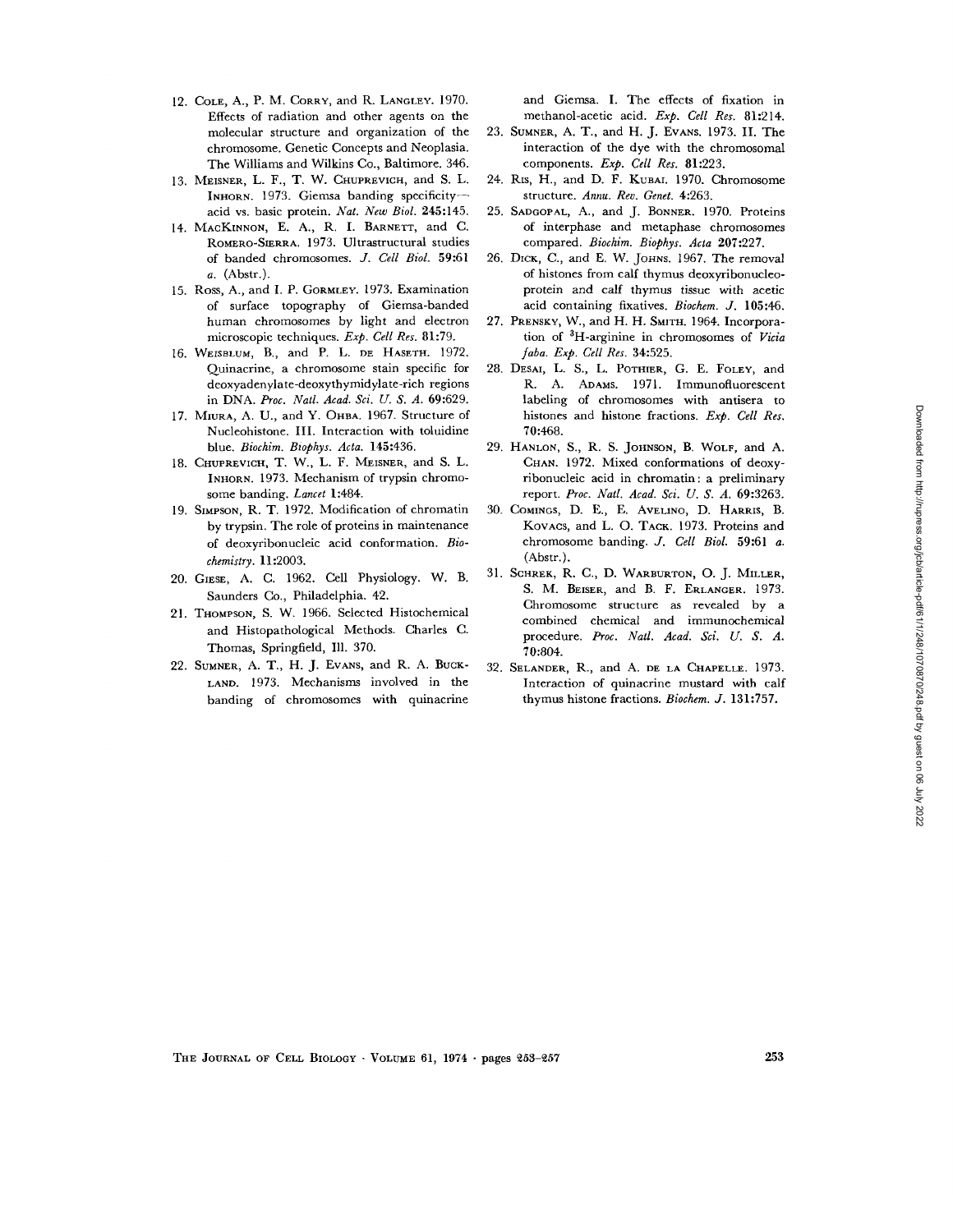12. Cole, A., P. M. Corry, and R. Langley. 1970. Effects of radiation and other agents on the molecular structure and organization of the chromosome. Genetic Concepts and Neoplasia. The Williams and Wilkins Co., Baltimore. 346.
13. Meisner, L. F., T. W. Chuprevich, and S. L. Inhorn. 1973. Giemsa banding specificity—acid vs. basic protein. *Nat. New Biol.* **245:**145.
14. MacKinnon, E. A., R. I. Barnett, and C. Romero-Sierra. 1973. Ultrastructural studies of banded chromosomes. *J. Cell Biol.* **59:**61 *a.* (Abstr.).
15. Ross, A., and I. P. Gormley. 1973. Examination of surface topography of Giemsa-banded human chromosomes by light and electron microscopic techniques. *Exp. Cell Res.* **81:**79.
16. Weisblum, B., and P. L. de Haseth. 1972. Quinacrine, a chromosome stain specific for deoxyadenylate-deoxythymidylate-rich regions in DNA. *Proc. Natl. Acad. Sci. U. S. A.* **69:**629.
17. Miura, A. U., and Y. Ohba. 1967. Structure of Nucleohistone. III. Interaction with toluidine blue. *Biochim. Biophys. Acta.* **145:**436.
18. Chuprevich, T. W., L. F. Meisner, and S. L. Inhorn. 1973. Mechanism of trypsin chromosome banding. *Lancet* **1:**484.
19. Simpson, R. T. 1972. Modification of chromatin by trypsin. The role of proteins in maintenance of deoxyribonucleic acid conformation. *Biochemistry.* **11:**2003.
20. Giese, A. C. 1962. Cell Physiology. W. B. Saunders Co., Philadelphia. 42.
21. Thompson, S. W. 1966. Selected Histochemical and Histopathological Methods. Charles C. Thomas, Springfield, Ill. 370.
22. Sumner, A. T., H. J. Evans, and R. A. Buckland. 1973. Mechanisms involved in the banding of chromosomes with quinacrine and Giemsa. I. The effects of fixation in methanol-acetic acid. *Exp. Cell Res.* **81:**214.
23. Sumner, A. T., and H. J. Evans. 1973. II. The interaction of the dye with the chromosomal components. *Exp. Cell Res.* **81:**223.
24. Ris, H., and D. F. Kubai. 1970. Chromosome structure. *Annu. Rev. Genet.* **4:**263.
25. Sadgopal, A., and J. Bonner. 1970. Proteins of interphase and metaphase chromosomes compared. *Biochim. Biophys. Acta* **207:**227.
26. Dick, C., and E. W. Johns. 1967. The removal of histones from calf thymus deoxyribonucleoprotein and calf thymus tissue with acetic acid containing fixatives. *Biochem. J.* **105:**46.
27. Prensky, W., and H. H. Smith. 1964. Incorporation of $^3$H-arginine in chromosomes of *Vicia faba. Exp. Cell Res.* **34:**525.
28. Desai, L. S., L. Pothier, G. E. Foley, and R. A. Adams. 1971. Immunofluorescent labeling of chromosomes with antisera to histones and histone fractions. *Exp. Cell Res.* **70:**468.
29. Hanlon, S., R. S. Johnson, B. Wolf, and A. Chan. 1972. Mixed conformations of deoxyribonucleic acid in chromatin: a preliminary report. *Proc. Natl. Acad. Sci. U. S. A.* **69:**3263.
30. Comings, D. E., E. Avelino, D. Harris, B. Kovacs, and L. O. Tack. 1973. Proteins and chromosome banding. *J. Cell Biol.* **59:**61 *a.* (Abstr.).
31. Schrek, R. C., D. Warburton, O. J. Miller, S. M. Beiser, and B. F. Erlanger. 1973. Chromosome structure as revealed by a combined chemical and immunochemical procedure. *Proc. Natl. Acad. Sci. U. S. A.* **70:**804.
32. Selander, R., and A. de la Chapelle. 1973. Interaction of quinacrine mustard with calf thymus histone fractions. *Biochem. J.* **131:**757.